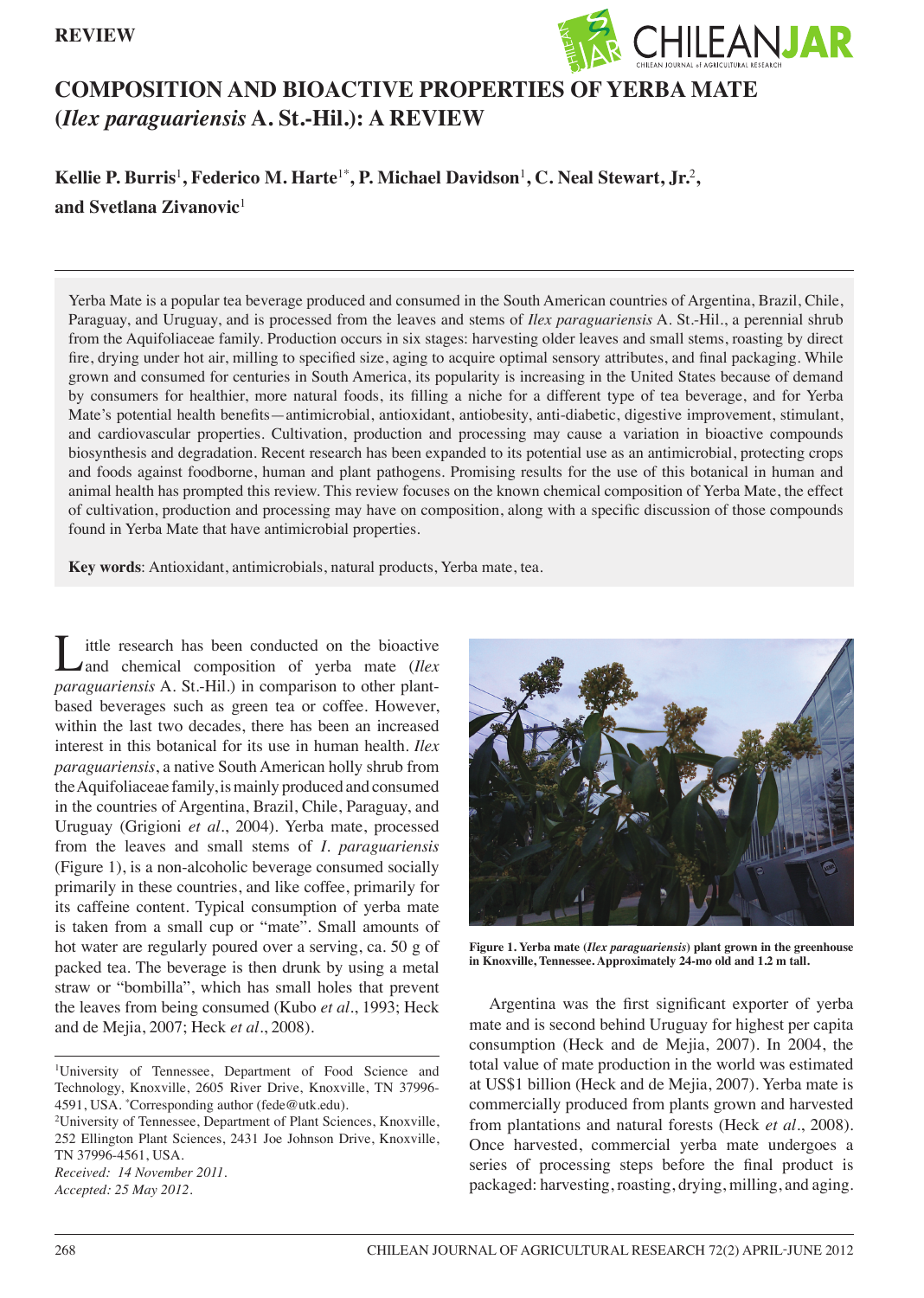REVIEW

# COMPOSITION AND BIOACTIVE PROPERTIES OF YERBA MATE (*Ilex paraguariensis* A. St.-Hil.): A REVIEW

**Kellie P. Burris**[1], **Federico M. Harte**[1*], **P. Michael Davidson**[1], **C. Neal Stewart, Jr.**[2], **and Svetlana Zivanovic**[1]

Yerba Mate is a popular tea beverage produced and consumed in the South American countries of Argentina, Brazil, Chile, Paraguay, and Uruguay, and is processed from the leaves and stems of *Ilex paraguariensis* A. St.-Hil., a perennial shrub from the Aquifoliaceae family. Production occurs in six stages: harvesting older leaves and small stems, roasting by direct fire, drying under hot air, milling to specified size, aging to acquire optimal sensory attributes, and final packaging. While grown and consumed for centuries in South America, its popularity is increasing in the United States because of demand by consumers for healthier, more natural foods, its filling a niche for a different type of tea beverage, and for Yerba Mate's potential health benefits—antimicrobial, antioxidant, antiobesity, anti-diabetic, digestive improvement, stimulant, and cardiovascular properties. Cultivation, production and processing may cause a variation in bioactive compounds biosynthesis and degradation. Recent research has been expanded to its potential use as an antimicrobial, protecting crops and foods against foodborne, human and plant pathogens. Promising results for the use of this botanical in human and animal health has prompted this review. This review focuses on the known chemical composition of Yerba Mate, the effect of cultivation, production and processing may have on composition, along with a specific discussion of those compounds found in Yerba Mate that have antimicrobial properties.

**Key words**: Antioxidant, antimicrobials, natural products, Yerba mate, tea.

Little research has been conducted on the bioactive and chemical composition of yerba mate (*Ilex paraguariensis* A. St.-Hil.) in comparison to other plant-based beverages such as green tea or coffee. However, within the last two decades, there has been an increased interest in this botanical for its use in human health. *Ilex paraguariensis*, a native South American holly shrub from the Aquifoliaceae family, is mainly produced and consumed in the countries of Argentina, Brazil, Chile, Paraguay, and Uruguay (Grigioni *et al*., 2004). Yerba mate, processed from the leaves and small stems of *I. paraguariensis* (Figure 1), is a non-alcoholic beverage consumed socially primarily in these countries, and like coffee, primarily for its caffeine content. Typical consumption of yerba mate is taken from a small cup or "mate". Small amounts of hot water are regularly poured over a serving, ca. 50 g of packed tea. The beverage is then drunk by using a metal straw or "bombilla", which has small holes that prevent the leaves from being consumed (Kubo *et al*., 1993; Heck and de Mejia, 2007; Heck *et al*., 2008).

**Figure 1. Yerba mate (*Ilex paraguariensis*) plant grown in the greenhouse in Knoxville, Tennessee. Approximately 24-mo old and 1.2 m tall.**

Argentina was the first significant exporter of yerba mate and is second behind Uruguay for highest per capita consumption (Heck and de Mejia, 2007). In 2004, the total value of mate production in the world was estimated at US$1 billion (Heck and de Mejia, 2007). Yerba mate is commercially produced from plants grown and harvested from plantations and natural forests (Heck *et al*., 2008). Once harvested, commercial yerba mate undergoes a series of processing steps before the final product is packaged: harvesting, roasting, drying, milling, and aging.

[1]University of Tennessee, Department of Food Science and Technology, Knoxville, 2605 River Drive, Knoxville, TN 37996-4591, USA. *Corresponding author (fede@utk.edu).
[2]University of Tennessee, Department of Plant Sciences, Knoxville, 252 Ellington Plant Sciences, 2431 Joe Johnson Drive, Knoxville, TN 37996-4561, USA.
*Received: 14 November 2011.*
*Accepted: 25 May 2012.*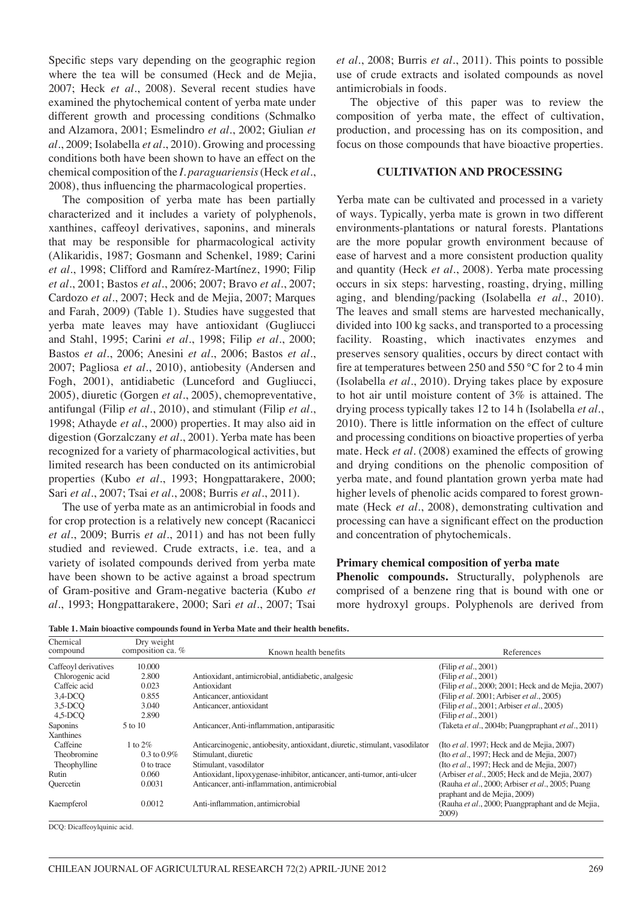Specific steps vary depending on the geographic region where the tea will be consumed (Heck and de Mejia, 2007; Heck *et al*., 2008). Several recent studies have examined the phytochemical content of yerba mate under different growth and processing conditions (Schmalko and Alzamora, 2001; Esmelindro *et al*., 2002; Giulian *et al*., 2009; Isolabella *et al*., 2010). Growing and processing conditions both have been shown to have an effect on the chemical composition of the *I. paraguariensis* (Heck *et al*., 2008), thus influencing the pharmacological properties.

The composition of yerba mate has been partially characterized and it includes a variety of polyphenols, xanthines, caffeoyl derivatives, saponins, and minerals that may be responsible for pharmacological activity (Alikaridis, 1987; Gosmann and Schenkel, 1989; Carini *et al*., 1998; Clifford and Ramírez-Martínez, 1990; Filip *et al*., 2001; Bastos *et al*., 2006; 2007; Bravo *et al*., 2007; Cardozo *et al*., 2007; Heck and de Mejia, 2007; Marques and Farah, 2009) (Table 1). Studies have suggested that yerba mate leaves may have antioxidant (Gugliucci and Stahl, 1995; Carini *et al*., 1998; Filip *et al*., 2000; Bastos *et al*., 2006; Anesini *et al*., 2006; Bastos *et al*., 2007; Pagliosa *et al*., 2010), antiobesity (Andersen and Fogh, 2001), antidiabetic (Lunceford and Gugliucci, 2005), diuretic (Gorgen *et al*., 2005), chemopreventative, antifungal (Filip *et al*., 2010), and stimulant (Filip *et al*., 1998; Athayde *et al*., 2000) properties. It may also aid in digestion (Gorzalczany *et al*., 2001). Yerba mate has been recognized for a variety of pharmacological activities, but limited research has been conducted on its antimicrobial properties (Kubo *et al*., 1993; Hongpattarakere, 2000; Sari *et al*., 2007; Tsai *et al*., 2008; Burris *et al*., 2011).

The use of yerba mate as an antimicrobial in foods and for crop protection is a relatively new concept (Racanicci *et al*., 2009; Burris *et al*., 2011) and has not been fully studied and reviewed. Crude extracts, i.e. tea, and a variety of isolated compounds derived from yerba mate have been shown to be active against a broad spectrum of Gram-positive and Gram-negative bacteria (Kubo *et al*., 1993; Hongpattarakere, 2000; Sari *et al*., 2007; Tsai *et al*., 2008; Burris *et al*., 2011). This points to possible use of crude extracts and isolated compounds as novel antimicrobials in foods.

The objective of this paper was to review the composition of yerba mate, the effect of cultivation, production, and processing has on its composition, and focus on those compounds that have bioactive properties.

## CULTIVATION AND PROCESSING

Yerba mate can be cultivated and processed in a variety of ways. Typically, yerba mate is grown in two different environments-plantations or natural forests. Plantations are the more popular growth environment because of ease of harvest and a more consistent production quality and quantity (Heck *et al*., 2008). Yerba mate processing occurs in six steps: harvesting, roasting, drying, milling aging, and blending/packing (Isolabella *et al*., 2010). The leaves and small stems are harvested mechanically, divided into 100 kg sacks, and transported to a processing facility. Roasting, which inactivates enzymes and preserves sensory qualities, occurs by direct contact with fire at temperatures between 250 and 550 °C for 2 to 4 min (Isolabella *et al*., 2010). Drying takes place by exposure to hot air until moisture content of 3% is attained. The drying process typically takes 12 to 14 h (Isolabella *et al*., 2010). There is little information on the effect of culture and processing conditions on bioactive properties of yerba mate. Heck *et al*. (2008) examined the effects of growing and drying conditions on the phenolic composition of yerba mate, and found plantation grown yerba mate had higher levels of phenolic acids compared to forest grown-mate (Heck *et al*., 2008), demonstrating cultivation and processing can have a significant effect on the production and concentration of phytochemicals.

### Primary chemical composition of yerba mate

**Phenolic compounds.** Structurally, polyphenols are comprised of a benzene ring that is bound with one or more hydroxyl groups. Polyphenols are derived from

**Table 1. Main bioactive compounds found in Yerba Mate and their health benefits.**

| Chemical compound | Dry weight composition ca. % | Known health benefits | References |
|---|---|---|---|
| Caffeoyl derivatives | 10.000 | | (Filip *et al*., 2001) |
| Chlorogenic acid | 2.800 | Antioxidant, antimicrobial, antidiabetic, analgesic | (Filip *et al*., 2001) |
| Caffeic acid | 0.023 | Antioxidant | (Filip *et al*., 2000; 2001; Heck and de Mejia, 2007) |
| 3,4-DCQ | 0.855 | Anticancer, antioxidant | (Filip *et al*. 2001; Arbiser *et al*., 2005) |
| 3,5-DCQ | 3.040 | Anticancer, antioxidant | (Filip *et al*., 2001; Arbiser *et al*., 2005) |
| 4,5-DCQ | 2.890 | | (Filip *et al*., 2001) |
| Saponins | 5 to 10 | Anticancer, Anti-inflammation, antiparasitic | (Taketa *et al*., 2004b; Puangpraphant *et al*., 2011) |
| Xanthines | | | |
| Caffeine | 1 to 2% | Anticarcinogenic, antiobesity, antioxidant, diuretic, stimulant, vasodilator | (Ito *et al*. 1997; Heck and de Mejia, 2007) |
| Theobromine | 0.3 to 0.9% | Stimulant, diuretic | (Ito *et al*., 1997; Heck and de Mejia, 2007) |
| Theophylline | 0 to trace | Stimulant, vasodilator | (Ito *et al*., 1997; Heck and de Mejia, 2007) |
| Rutin | 0.060 | Antioxidant, lipoxygenase-inhibitor, anticancer, anti-tumor, anti-ulcer | (Arbiser *et al*., 2005; Heck and de Mejia, 2007) |
| Quercetin | 0.0031 | Anticancer, anti-inflammation, antimicrobial | (Rauha *et al*., 2000; Arbiser *et al*., 2005; Puang praphant and de Mejia, 2009) |
| Kaempferol | 0.0012 | Anti-inflammation, antimicrobial | (Rauha *et al*., 2000; Puangpraphant and de Mejia, 2009) |

DCQ: Dicaffeoylquinic acid.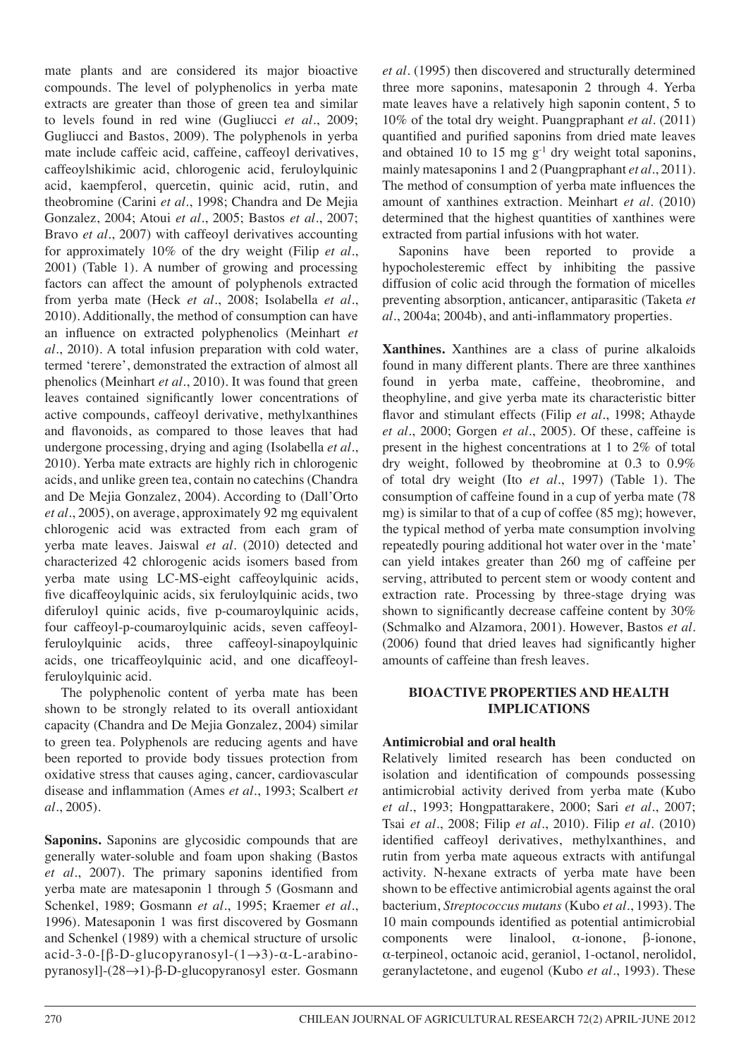mate plants and are considered its major bioactive compounds. The level of polyphenolics in yerba mate extracts are greater than those of green tea and similar to levels found in red wine (Gugliucci *et al*., 2009; Gugliucci and Bastos, 2009). The polyphenols in yerba mate include caffeic acid, caffeine, caffeoyl derivatives, caffeoylshikimic acid, chlorogenic acid, feruloylquinic acid, kaempferol, quercetin, quinic acid, rutin, and theobromine (Carini *et al*., 1998; Chandra and De Mejia Gonzalez, 2004; Atoui *et al*., 2005; Bastos *et al*., 2007; Bravo *et al*., 2007) with caffeoyl derivatives accounting for approximately 10% of the dry weight (Filip *et al*., 2001) (Table 1). A number of growing and processing factors can affect the amount of polyphenols extracted from yerba mate (Heck *et al*., 2008; Isolabella *et al*., 2010). Additionally, the method of consumption can have an influence on extracted polyphenolics (Meinhart *et al*., 2010). A total infusion preparation with cold water, termed 'terere', demonstrated the extraction of almost all phenolics (Meinhart *et al*., 2010). It was found that green leaves contained significantly lower concentrations of active compounds, caffeoyl derivative, methylxanthines and flavonoids, as compared to those leaves that had undergone processing, drying and aging (Isolabella *et al*., 2010). Yerba mate extracts are highly rich in chlorogenic acids, and unlike green tea, contain no catechins (Chandra and De Mejia Gonzalez, 2004). According to (Dall'Orto *et al*., 2005), on average, approximately 92 mg equivalent chlorogenic acid was extracted from each gram of yerba mate leaves. Jaiswal *et al*. (2010) detected and characterized 42 chlorogenic acids isomers based from yerba mate using LC-MS-eight caffeoylquinic acids, five dicaffeoylquinic acids, six feruloylquinic acids, two diferuloyl quinic acids, five p-coumaroylquinic acids, four caffeoyl-p-coumaroylquinic acids, seven caffeoyl-feruloylquinic acids, three caffeoyl-sinapoylquinic acids, one tricaffeoylquinic acid, and one dicaffeoyl-feruloylquinic acid.

The polyphenolic content of yerba mate has been shown to be strongly related to its overall antioxidant capacity (Chandra and De Mejia Gonzalez, 2004) similar to green tea. Polyphenols are reducing agents and have been reported to provide body tissues protection from oxidative stress that causes aging, cancer, cardiovascular disease and inflammation (Ames *et al*., 1993; Scalbert *et al*., 2005).

**Saponins.** Saponins are glycosidic compounds that are generally water-soluble and foam upon shaking (Bastos *et al*., 2007). The primary saponins identified from yerba mate are matesaponin 1 through 5 (Gosmann and Schenkel, 1989; Gosmann *et al*., 1995; Kraemer *et al*., 1996). Matesaponin 1 was first discovered by Gosmann and Schenkel (1989) with a chemical structure of ursolic acid-3-0-[β-D-glucopyranosyl-(1→3)-α-L-arabinopyranosyl]-(28→1)-β-D-glucopyranosyl ester. Gosmann *et al*. (1995) then discovered and structurally determined three more saponins, matesaponin 2 through 4. Yerba mate leaves have a relatively high saponin content, 5 to 10% of the total dry weight. Puangpraphant *et al*. (2011) quantified and purified saponins from dried mate leaves and obtained 10 to 15 mg $g^{-1}$ dry weight total saponins, mainly matesaponins 1 and 2 (Puangpraphant *et al*., 2011). The method of consumption of yerba mate influences the amount of xanthines extraction. Meinhart *et al*. (2010) determined that the highest quantities of xanthines were extracted from partial infusions with hot water.

Saponins have been reported to provide a hypocholesteremic effect by inhibiting the passive diffusion of colic acid through the formation of micelles preventing absorption, anticancer, antiparasitic (Taketa *et al*., 2004a; 2004b), and anti-inflammatory properties.

**Xanthines.** Xanthines are a class of purine alkaloids found in many different plants. There are three xanthines found in yerba mate, caffeine, theobromine, and theophyline, and give yerba mate its characteristic bitter flavor and stimulant effects (Filip *et al*., 1998; Athayde *et al*., 2000; Gorgen *et al*., 2005). Of these, caffeine is present in the highest concentrations at 1 to 2% of total dry weight, followed by theobromine at 0.3 to 0.9% of total dry weight (Ito *et al*., 1997) (Table 1). The consumption of caffeine found in a cup of yerba mate (78 mg) is similar to that of a cup of coffee (85 mg); however, the typical method of yerba mate consumption involving repeatedly pouring additional hot water over in the 'mate' can yield intakes greater than 260 mg of caffeine per serving, attributed to percent stem or woody content and extraction rate. Processing by three-stage drying was shown to significantly decrease caffeine content by 30% (Schmalko and Alzamora, 2001). However, Bastos *et al*. (2006) found that dried leaves had significantly higher amounts of caffeine than fresh leaves.

## BIOACTIVE PROPERTIES AND HEALTH IMPLICATIONS

### Antimicrobial and oral health

Relatively limited research has been conducted on isolation and identification of compounds possessing antimicrobial activity derived from yerba mate (Kubo *et al*., 1993; Hongpattarakere, 2000; Sari *et al*., 2007; Tsai *et al*., 2008; Filip *et al*., 2010). Filip *et al*. (2010) identified caffeoyl derivatives, methylxanthines, and rutin from yerba mate aqueous extracts with antifungal activity. N-hexane extracts of yerba mate have been shown to be effective antimicrobial agents against the oral bacterium, *Streptococcus mutans* (Kubo *et al*., 1993). The 10 main compounds identified as potential antimicrobial components were linalool, α-ionone, β-ionone, α-terpineol, octanoic acid, geraniol, 1-octanol, nerolidol, geranylactetone, and eugenol (Kubo *et al*., 1993). These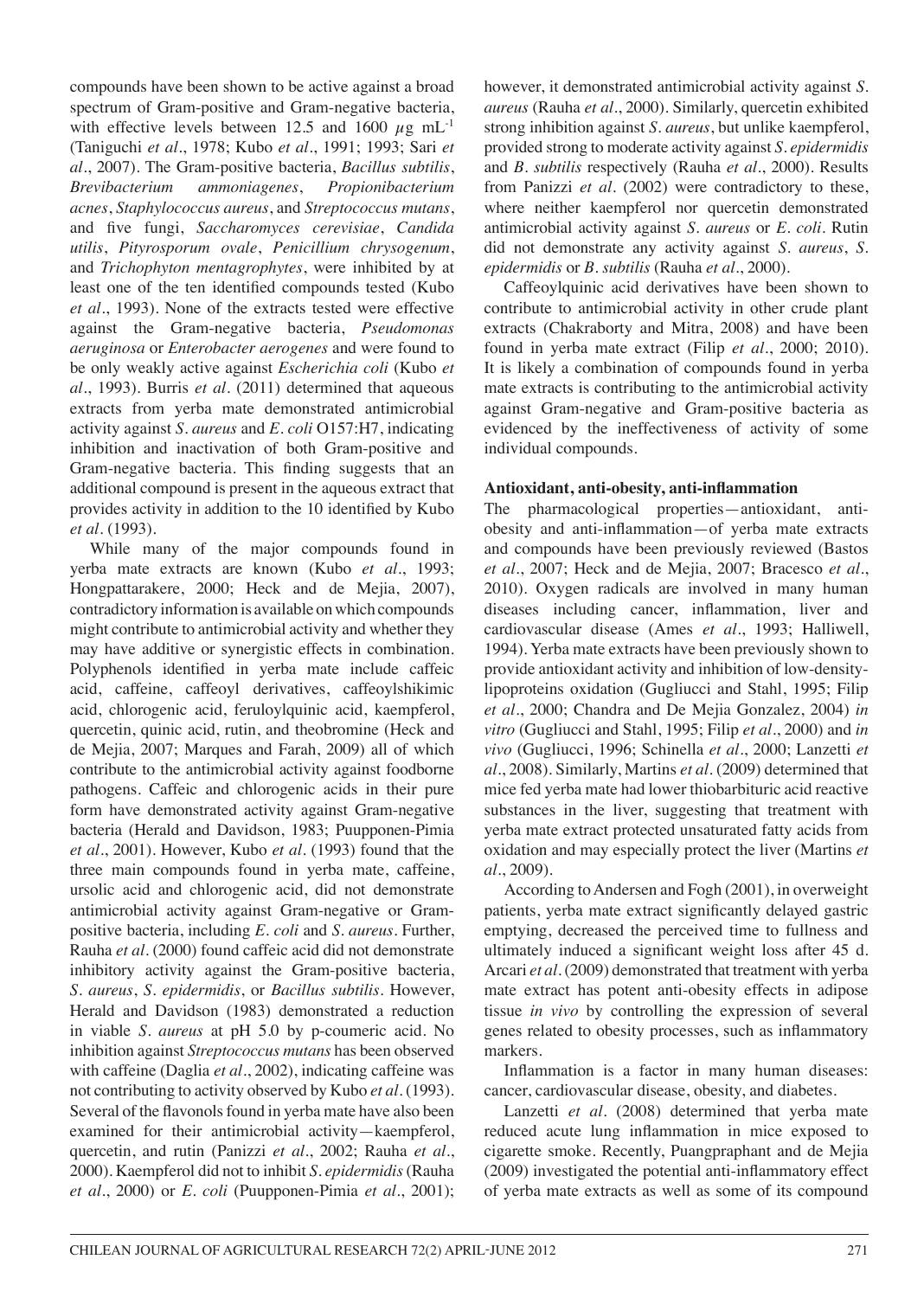compounds have been shown to be active against a broad spectrum of Gram-positive and Gram-negative bacteria, with effective levels between 12.5 and 1600 $\mu$g mL$^{-1}$ (Taniguchi *et al*., 1978; Kubo *et al*., 1991; 1993; Sari *et al*., 2007). The Gram-positive bacteria, *Bacillus subtilis*, *Brevibacterium ammoniagenes*, *Propionibacterium acnes*, *Staphylococcus aureus*, and *Streptococcus mutans*, and five fungi, *Saccharomyces cerevisiae*, *Candida utilis*, *Pityrosporum ovale*, *Penicillium chrysogenum*, and *Trichophyton mentagrophytes*, were inhibited by at least one of the ten identified compounds tested (Kubo *et al*., 1993). None of the extracts tested were effective against the Gram-negative bacteria, *Pseudomonas aeruginosa* or *Enterobacter aerogenes* and were found to be only weakly active against *Escherichia coli* (Kubo *et al*., 1993). Burris *et al*. (2011) determined that aqueous extracts from yerba mate demonstrated antimicrobial activity against *S. aureus* and *E. coli* O157:H7, indicating inhibition and inactivation of both Gram-positive and Gram-negative bacteria. This finding suggests that an additional compound is present in the aqueous extract that provides activity in addition to the 10 identified by Kubo *et al*. (1993).

While many of the major compounds found in yerba mate extracts are known (Kubo *et al*., 1993; Hongpattarakere, 2000; Heck and de Mejia, 2007), contradictory information is available on which compounds might contribute to antimicrobial activity and whether they may have additive or synergistic effects in combination. Polyphenols identified in yerba mate include caffeic acid, caffeine, caffeoyl derivatives, caffeoylshikimic acid, chlorogenic acid, feruloylquinic acid, kaempferol, quercetin, quinic acid, rutin, and theobromine (Heck and de Mejia, 2007; Marques and Farah, 2009) all of which contribute to the antimicrobial activity against foodborne pathogens. Caffeic and chlorogenic acids in their pure form have demonstrated activity against Gram-negative bacteria (Herald and Davidson, 1983; Puupponen-Pimia *et al*., 2001). However, Kubo *et al*. (1993) found that the three main compounds found in yerba mate, caffeine, ursolic acid and chlorogenic acid, did not demonstrate antimicrobial activity against Gram-negative or Gram-positive bacteria, including *E. coli* and *S. aureus*. Further, Rauha *et al*. (2000) found caffeic acid did not demonstrate inhibitory activity against the Gram-positive bacteria, *S. aureus*, *S. epidermidis*, or *Bacillus subtilis*. However, Herald and Davidson (1983) demonstrated a reduction in viable *S. aureus* at pH 5.0 by p-coumeric acid. No inhibition against *Streptococcus mutans* has been observed with caffeine (Daglia *et al*., 2002), indicating caffeine was not contributing to activity observed by Kubo *et al*. (1993). Several of the flavonols found in yerba mate have also been examined for their antimicrobial activity—kaempferol, quercetin, and rutin (Panizzi *et al*., 2002; Rauha *et al*., 2000). Kaempferol did not to inhibit *S. epidermidis* (Rauha *et al*., 2000) or *E. coli* (Puupponen-Pimia *et al*., 2001); however, it demonstrated antimicrobial activity against *S. aureus* (Rauha *et al*., 2000). Similarly, quercetin exhibited strong inhibition against *S. aureus*, but unlike kaempferol, provided strong to moderate activity against *S. epidermidis* and *B. subtilis* respectively (Rauha *et al*., 2000). Results from Panizzi *et al*. (2002) were contradictory to these, where neither kaempferol nor quercetin demonstrated antimicrobial activity against *S. aureus* or *E. coli*. Rutin did not demonstrate any activity against *S. aureus*, *S. epidermidis* or *B. subtilis* (Rauha *et al*., 2000).

Caffeoylquinic acid derivatives have been shown to contribute to antimicrobial activity in other crude plant extracts (Chakraborty and Mitra, 2008) and have been found in yerba mate extract (Filip *et al*., 2000; 2010). It is likely a combination of compounds found in yerba mate extracts is contributing to the antimicrobial activity against Gram-negative and Gram-positive bacteria as evidenced by the ineffectiveness of activity of some individual compounds.

**Antioxidant, anti-obesity, anti-inflammation**

The pharmacological properties—antioxidant, anti-obesity and anti-inflammation—of yerba mate extracts and compounds have been previously reviewed (Bastos *et al*., 2007; Heck and de Mejia, 2007; Bracesco *et al*., 2010). Oxygen radicals are involved in many human diseases including cancer, inflammation, liver and cardiovascular disease (Ames *et al*., 1993; Halliwell, 1994). Yerba mate extracts have been previously shown to provide antioxidant activity and inhibition of low-density-lipoproteins oxidation (Gugliucci and Stahl, 1995; Filip *et al*., 2000; Chandra and De Mejia Gonzalez, 2004) *in vitro* (Gugliucci and Stahl, 1995; Filip *et al*., 2000) and *in vivo* (Gugliucci, 1996; Schinella *et al*., 2000; Lanzetti *et al*., 2008). Similarly, Martins *et al*. (2009) determined that mice fed yerba mate had lower thiobarbituric acid reactive substances in the liver, suggesting that treatment with yerba mate extract protected unsaturated fatty acids from oxidation and may especially protect the liver (Martins *et al*., 2009).

According to Andersen and Fogh (2001), in overweight patients, yerba mate extract significantly delayed gastric emptying, decreased the perceived time to fullness and ultimately induced a significant weight loss after 45 d. Arcari *et al*. (2009) demonstrated that treatment with yerba mate extract has potent anti-obesity effects in adipose tissue *in vivo* by controlling the expression of several genes related to obesity processes, such as inflammatory markers.

Inflammation is a factor in many human diseases: cancer, cardiovascular disease, obesity, and diabetes.

Lanzetti *et al*. (2008) determined that yerba mate reduced acute lung inflammation in mice exposed to cigarette smoke. Recently, Puangpraphant and de Mejia (2009) investigated the potential anti-inflammatory effect of yerba mate extracts as well as some of its compound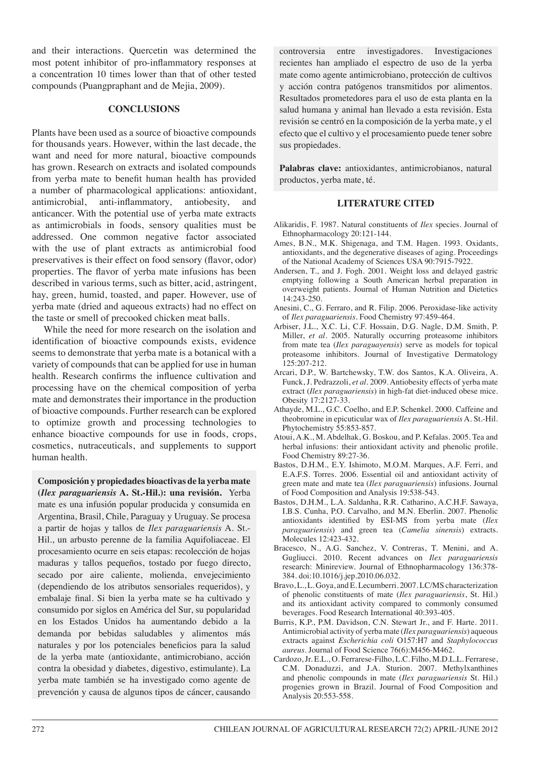and their interactions. Quercetin was determined the most potent inhibitor of pro-inflammatory responses at a concentration 10 times lower than that of other tested compounds (Puangpraphant and de Mejia, 2009).

## CONCLUSIONS

Plants have been used as a source of bioactive compounds for thousands years. However, within the last decade, the want and need for more natural, bioactive compounds has grown. Research on extracts and isolated compounds from yerba mate to benefit human health has provided a number of pharmacological applications: antioxidant, antimicrobial, anti-inflammatory, antiobesity, and anticancer. With the potential use of yerba mate extracts as antimicrobials in foods, sensory qualities must be addressed. One common negative factor associated with the use of plant extracts as antimicrobial food preservatives is their effect on food sensory (flavor, odor) properties. The flavor of yerba mate infusions has been described in various terms, such as bitter, acid, astringent, hay, green, humid, toasted, and paper. However, use of yerba mate (dried and aqueous extracts) had no effect on the taste or smell of precooked chicken meat balls.

While the need for more research on the isolation and identification of bioactive compounds exists, evidence seems to demonstrate that yerba mate is a botanical with a variety of compounds that can be applied for use in human health. Research confirms the influence cultivation and processing have on the chemical composition of yerba mate and demonstrates their importance in the production of bioactive compounds. Further research can be explored to optimize growth and processing technologies to enhance bioactive compounds for use in foods, crops, cosmetics, nutraceuticals, and supplements to support human health.

**Composición y propiedades bioactivas de la yerba mate (*Ilex paraguariensis* A. St.-Hil.): una revisión.** Yerba mate es una infusión popular producida y consumida en Argentina, Brasil, Chile, Paraguay y Uruguay. Se procesa a partir de hojas y tallos de *Ilex paraguariensis* A. St.-Hil., un arbusto perenne de la familia Aquifoliaceae. El procesamiento ocurre en seis etapas: recolección de hojas maduras y tallos pequeños, tostado por fuego directo, secado por aire caliente, molienda, envejecimiento (dependiendo de los atributos sensoriales requeridos), y embalaje final. Si bien la yerba mate se ha cultivado y consumido por siglos en América del Sur, su popularidad en los Estados Unidos ha aumentando debido a la demanda por bebidas saludables y alimentos más naturales y por los potenciales beneficios para la salud de la yerba mate (antioxidante, antimicrobiano, acción contra la obesidad y diabetes, digestivo, estimulante). La yerba mate también se ha investigado como agente de prevención y causa de algunos tipos de cáncer, causando controversia entre investigadores. Investigaciones recientes han ampliado el espectro de uso de la yerba mate como agente antimicrobiano, protección de cultivos y acción contra patógenos transmitidos por alimentos. Resultados prometedores para el uso de esta planta en la salud humana y animal han llevado a esta revisión. Esta revisión se centró en la composición de la yerba mate, y el efecto que el cultivo y el procesamiento puede tener sobre sus propiedades.

**Palabras clave:** antioxidantes, antimicrobianos, natural productos, yerba mate, té.

## LITERATURE CITED

Alikaridis, F. 1987. Natural constituents of *Ilex* species. Journal of Ethnopharmacology 20:121-144.

Ames, B.N., M.K. Shigenaga, and T.M. Hagen. 1993. Oxidants, antioxidants, and the degenerative diseases of aging. Proceedings of the National Academy of Sciences USA 90:7915-7922.

Andersen, T., and J. Fogh. 2001. Weight loss and delayed gastric emptying following a South American herbal preparation in overweight patients. Journal of Human Nutrition and Dietetics 14:243-250.

Anesini, C., G. Ferraro, and R. Filip. 2006. Peroxidase-like activity of *Ilex paraguariensis*. Food Chemistry 97:459-464.

Arbiser, J.L., X.C. Li, C.F. Hossain, D.G. Nagle, D.M. Smith, P. Miller, *et al*. 2005. Naturally occurring proteasome inhibitors from mate tea (*Ilex paraguayensis*) serve as models for topical proteasome inhibitors. Journal of Investigative Dermatology 125:207-212.

Arcari, D.P., W. Bartchewsky, T.W. dos Santos, K.A. Oliveira, A. Funck, J. Pedrazzoli, *et al*. 2009. Antiobesity effects of yerba mate extract (*Ilex paraguariensis*) in high-fat diet-induced obese mice. Obesity 17:2127-33.

Athayde, M.L., G.C. Coelho, and E.P. Schenkel. 2000. Caffeine and theobromine in epicuticular wax of *Ilex paraguariensis* A. St.-Hil. Phytochemistry 55:853-857.

Atoui, A.K., A. Mansouri, G. Boskou, and P. Kefalas. 2005. Tea and herbal infusions: their antioxidant activity and phenolic profile. Food Chemistry 89:27-36.

Bastos, D.H.M., E.Y. Ishimoto, M.O.M. Marques, A.F. Ferri, and E.A.F.S. Torres. 2006. Essential oil and antioxidant activity of green mate and mate tea (*Ilex paraguariensis*) infusions. Journal of Food Composition and Analysis 19:538-543.

Bastos, D.H.M., L.A. Saldanha, R.R. Catharino, A.C.H.F. Sawaya, I.B.S. Cunha, P.O. Carvalho, and M.N. Eberlin. 2007. Phenolic antioxidants identified by ESI-MS from yerba mate (*Ilex paraguariensis*) and green tea (*Camelia sinensis*) extracts. Molecules 12:423-432.

Bracesco, N., A.G. Sanchez, V. Contreras, T. Menini, and A. Gugliucci. 2010. Recent advances on *Ilex paraguariensis* research: Minireview. Journal of Ethnopharmacology 136:378-384. doi:10.1016/j.jep.2010.06.032.

Bravo, L., L. Goya, and E. Lecumberri. 2007. LC/MS characterization of phenolic constituents of mate (*Ilex paraguariensis*, St. Hil.) and its antioxidant activity compared to commonly consumed beverages. Food Research International 40:393-405.

Burris, K.P., P.M. Davidson, C.N. Stewart Jr., and F. Harte. 2011. Antimicrobial activity of yerba mate (*Ilex paraguariensis*) aqueous extracts against *Escherichia coli* O157:H7 and *Staphylococcus aureus*. Journal of Food Science 76(6):M456-M462.

Cardozo, Jr. E.L., O. Ferrarese-Filho, L.C. Filho, M.D.L.L. Ferrarese, C.M. Donaduzzi, and J.A. Sturion. 2007. Methylxanthines and phenolic compounds in mate (*Ilex paraguariensis* St. Hil.) progenies grown in Brazil. Journal of Food Composition and Analysis 20:553-558.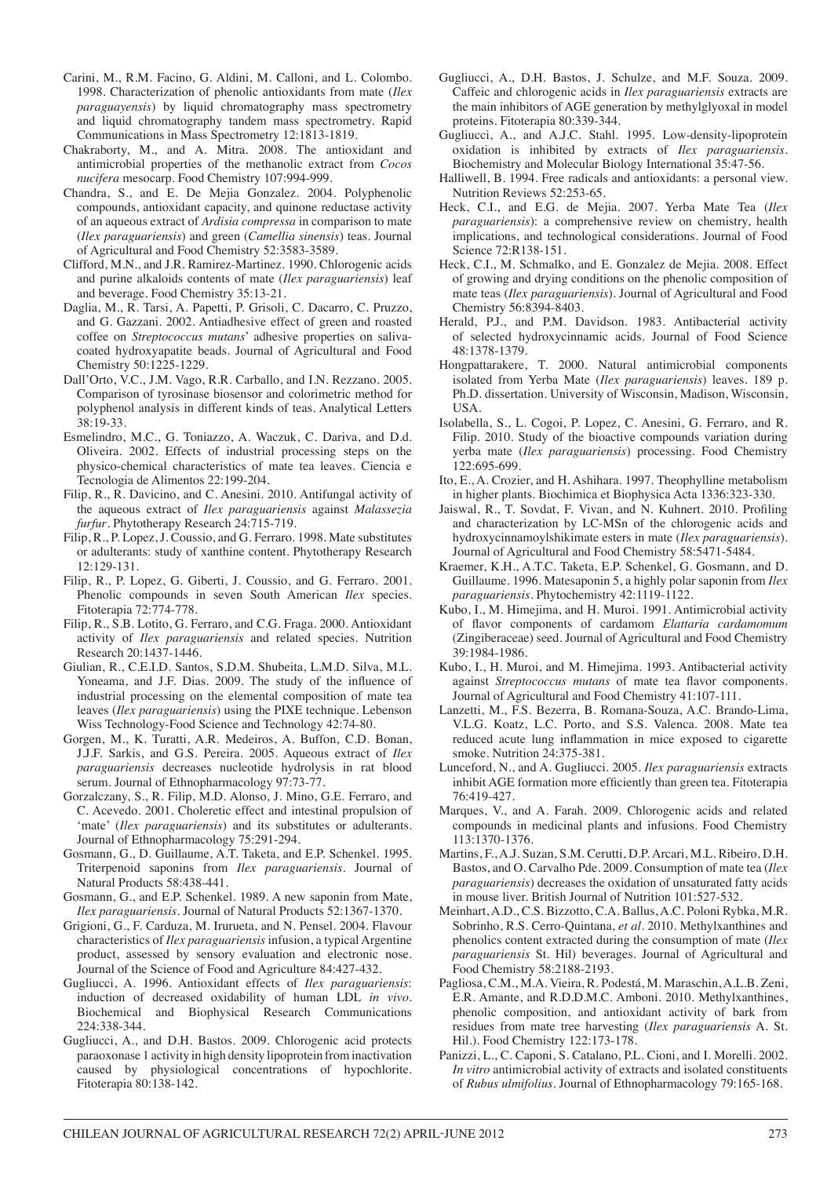Carini, M., R.M. Facino, G. Aldini, M. Calloni, and L. Colombo. 1998. Characterization of phenolic antioxidants from mate (*Ilex paraguayensis*) by liquid chromatography mass spectrometry and liquid chromatography tandem mass spectrometry. Rapid Communications in Mass Spectrometry 12:1813-1819.

Chakraborty, M., and A. Mitra. 2008. The antioxidant and antimicrobial properties of the methanolic extract from *Cocos nucifera* mesocarp. Food Chemistry 107:994-999.

Chandra, S., and E. De Mejia Gonzalez. 2004. Polyphenolic compounds, antioxidant capacity, and quinone reductase activity of an aqueous extract of *Ardisia compressa* in comparison to mate (*Ilex paraguariensis*) and green (*Camellia sinensis*) teas. Journal of Agricultural and Food Chemistry 52:3583-3589.

Clifford, M.N., and J.R. Ramirez-Martinez. 1990. Chlorogenic acids and purine alkaloids contents of mate (*Ilex paraguariensis*) leaf and beverage. Food Chemistry 35:13-21.

Daglia, M., R. Tarsi, A. Papetti, P. Grisoli, C. Dacarro, C. Pruzzo, and G. Gazzani. 2002. Antiadhesive effect of green and roasted coffee on *Streptococcus mutans*' adhesive properties on saliva-coated hydroxyapatite beads. Journal of Agricultural and Food Chemistry 50:1225-1229.

Dall'Orto, V.C., J.M. Vago, R.R. Carballo, and I.N. Rezzano. 2005. Comparison of tyrosinase biosensor and colorimetric method for polyphenol analysis in different kinds of teas. Analytical Letters 38:19-33.

Esmelindro, M.C., G. Toniazzo, A. Waczuk, C. Dariva, and D.d. Oliveira. 2002. Effects of industrial processing steps on the physico-chemical characteristics of mate tea leaves. Ciencia e Tecnologia de Alimentos 22:199-204.

Filip, R., R. Davicino, and C. Anesini. 2010. Antifungal activity of the aqueous extract of *Ilex paraguariensis* against *Malassezia furfur*. Phytotherapy Research 24:715-719.

Filip, R., P. Lopez, J. Coussio, and G. Ferraro. 1998. Mate substitutes or adulterants: study of xanthine content. Phytotherapy Research 12:129-131.

Filip, R., P. Lopez, G. Giberti, J. Coussio, and G. Ferraro. 2001. Phenolic compounds in seven South American *Ilex* species. Fitoterapia 72:774-778.

Filip, R., S.B. Lotito, G. Ferraro, and C.G. Fraga. 2000. Antioxidant activity of *Ilex paraguariensis* and related species. Nutrition Research 20:1437-1446.

Giulian, R., C.E.I.D. Santos, S.D.M. Shubeita, L.M.D. Silva, M.L. Yoneama, and J.F. Dias. 2009. The study of the influence of industrial processing on the elemental composition of mate tea leaves (*Ilex paraguariensis*) using the PIXE technique. Lebenson Wiss Technology-Food Science and Technology 42:74-80.

Gorgen, M., K. Turatti, A.R. Medeiros, A. Buffon, C.D. Bonan, J.J.F. Sarkis, and G.S. Pereira. 2005. Aqueous extract of *Ilex paraguariensis* decreases nucleotide hydrolysis in rat blood serum. Journal of Ethnopharmacology 97:73-77.

Gorzalczany, S., R. Filip, M.D. Alonso, J. Mino, G.E. Ferraro, and C. Acevedo. 2001. Choleretic effect and intestinal propulsion of 'mate' (*Ilex paraguariensis*) and its substitutes or adulterants. Journal of Ethnopharmacology 75:291-294.

Gosmann, G., D. Guillaume, A.T. Taketa, and E.P. Schenkel. 1995. Triterpenoid saponins from *Ilex paraguariensis*. Journal of Natural Products 58:438-441.

Gosmann, G., and E.P. Schenkel. 1989. A new saponin from Mate, *Ilex paraguariensis*. Journal of Natural Products 52:1367-1370.

Grigioni, G., F. Carduza, M. Irurueta, and N. Pensel. 2004. Flavour characteristics of *Ilex paraguariensis* infusion, a typical Argentine product, assessed by sensory evaluation and electronic nose. Journal of the Science of Food and Agriculture 84:427-432.

Gugliucci, A. 1996. Antioxidant effects of *Ilex paraguariensis*: induction of decreased oxidability of human LDL *in vivo*. Biochemical and Biophysical Research Communications 224:338-344.

Gugliucci, A., and D.H. Bastos. 2009. Chlorogenic acid protects paraoxonase 1 activity in high density lipoprotein from inactivation caused by physiological concentrations of hypochlorite. Fitoterapia 80:138-142.

Gugliucci, A., D.H. Bastos, J. Schulze, and M.F. Souza. 2009. Caffeic and chlorogenic acids in *Ilex paraguariensis* extracts are the main inhibitors of AGE generation by methylglyoxal in model proteins. Fitoterapia 80:339-344.

Gugliucci, A., and A.J.C. Stahl. 1995. Low-density-lipoprotein oxidation is inhibited by extracts of *Ilex paraguariensis*. Biochemistry and Molecular Biology International 35:47-56.

Halliwell, B. 1994. Free radicals and antioxidants: a personal view. Nutrition Reviews 52:253-65.

Heck, C.I., and E.G. de Mejia. 2007. Yerba Mate Tea (*Ilex paraguariensis*): a comprehensive review on chemistry, health implications, and technological considerations. Journal of Food Science 72:R138-151.

Heck, C.I., M. Schmalko, and E. Gonzalez de Mejia. 2008. Effect of growing and drying conditions on the phenolic composition of mate teas (*Ilex paraguariensis*). Journal of Agricultural and Food Chemistry 56:8394-8403.

Herald, P.J., and P.M. Davidson. 1983. Antibacterial activity of selected hydroxycinnamic acids. Journal of Food Science 48:1378-1379.

Hongpattarakere, T. 2000. Natural antimicrobial components isolated from Yerba Mate (*Ilex paraguariensis*) leaves. 189 p. Ph.D. dissertation. University of Wisconsin, Madison, Wisconsin, USA.

Isolabella, S., L. Cogoi, P. Lopez, C. Anesini, G. Ferraro, and R. Filip. 2010. Study of the bioactive compounds variation during yerba mate (*Ilex paraguariensis*) processing. Food Chemistry 122:695-699.

Ito, E., A. Crozier, and H. Ashihara. 1997. Theophylline metabolism in higher plants. Biochimica et Biophysica Acta 1336:323-330.

Jaiswal, R., T. Sovdat, F. Vivan, and N. Kuhnert. 2010. Profiling and characterization by LC-MSn of the chlorogenic acids and hydroxycinnamoylshikimate esters in mate (*Ilex paraguariensis*). Journal of Agricultural and Food Chemistry 58:5471-5484.

Kraemer, K.H., A.T.C. Taketa, E.P. Schenkel, G. Gosmann, and D. Guillaume. 1996. Matesaponin 5, a highly polar saponin from *Ilex paraguariensis*. Phytochemistry 42:1119-1122.

Kubo, I., M. Himejima, and H. Muroi. 1991. Antimicrobial activity of flavor components of cardamom *Elattaria cardamomum* (Zingiberaceae) seed. Journal of Agricultural and Food Chemistry 39:1984-1986.

Kubo, I., H. Muroi, and M. Himejima. 1993. Antibacterial activity against *Streptococcus mutans* of mate tea flavor components. Journal of Agricultural and Food Chemistry 41:107-111.

Lanzetti, M., F.S. Bezerra, B. Romana-Souza, A.C. Brando-Lima, V.L.G. Koatz, L.C. Porto, and S.S. Valenca. 2008. Mate tea reduced acute lung inflammation in mice exposed to cigarette smoke. Nutrition 24:375-381.

Lunceford, N., and A. Gugliucci. 2005. *Ilex paraguariensis* extracts inhibit AGE formation more efficiently than green tea. Fitoterapia 76:419-427.

Marques, V., and A. Farah. 2009. Chlorogenic acids and related compounds in medicinal plants and infusions. Food Chemistry 113:1370-1376.

Martins, F., A.J. Suzan, S.M. Cerutti, D.P. Arcari, M.L. Ribeiro, D.H. Bastos, and O. Carvalho Pde. 2009. Consumption of mate tea (*Ilex paraguariensis*) decreases the oxidation of unsaturated fatty acids in mouse liver. British Journal of Nutrition 101:527-532.

Meinhart, A.D., C.S. Bizzotto, C.A. Ballus, A.C. Poloni Rybka, M.R. Sobrinho, R.S. Cerro-Quintana, *et al*. 2010. Methylxanthines and phenolics content extracted during the consumption of mate (*Ilex paraguariensis* St. Hil) beverages. Journal of Agricultural and Food Chemistry 58:2188-2193.

Pagliosa, C.M., M.A. Vieira, R. Podestá, M. Maraschin, A.L.B. Zeni, E.R. Amante, and R.D.D.M.C. Amboni. 2010. Methylxanthines, phenolic composition, and antioxidant activity of bark from residues from mate tree harvesting (*Ilex paraguariensis* A. St. Hil.). Food Chemistry 122:173-178.

Panizzi, L., C. Caponi, S. Catalano, P.L. Cioni, and I. Morelli. 2002. *In vitro* antimicrobial activity of extracts and isolated constituents of *Rubus ulmifolius*. Journal of Ethnopharmacology 79:165-168.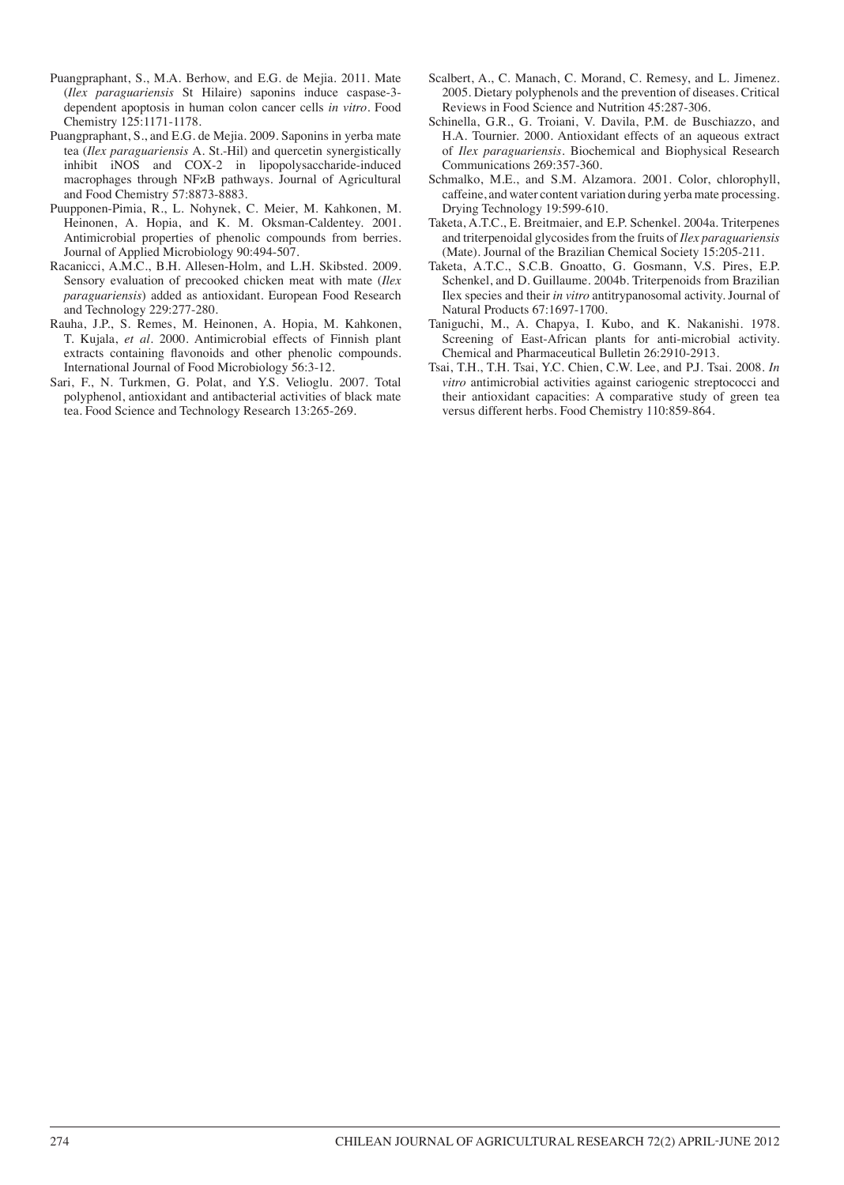Puangpraphant, S., M.A. Berhow, and E.G. de Mejia. 2011. Mate (*Ilex paraguariensis* St Hilaire) saponins induce caspase-3-dependent apoptosis in human colon cancer cells *in vitro*. Food Chemistry 125:1171-1178.

Puangpraphant, S., and E.G. de Mejia. 2009. Saponins in yerba mate tea (*Ilex paraguariensis* A. St.-Hil) and quercetin synergistically inhibit iNOS and COX-2 in lipopolysaccharide-induced macrophages through NFκB pathways. Journal of Agricultural and Food Chemistry 57:8873-8883.

Puupponen-Pimia, R., L. Nohynek, C. Meier, M. Kahkonen, M. Heinonen, A. Hopia, and K. M. Oksman-Caldentey. 2001. Antimicrobial properties of phenolic compounds from berries. Journal of Applied Microbiology 90:494-507.

Racanicci, A.M.C., B.H. Allesen-Holm, and L.H. Skibsted. 2009. Sensory evaluation of precooked chicken meat with mate (*Ilex paraguariensis*) added as antioxidant. European Food Research and Technology 229:277-280.

Rauha, J.P., S. Remes, M. Heinonen, A. Hopia, M. Kahkonen, T. Kujala, *et al*. 2000. Antimicrobial effects of Finnish plant extracts containing flavonoids and other phenolic compounds. International Journal of Food Microbiology 56:3-12.

Sari, F., N. Turkmen, G. Polat, and Y.S. Velioglu. 2007. Total polyphenol, antioxidant and antibacterial activities of black mate tea. Food Science and Technology Research 13:265-269.

Scalbert, A., C. Manach, C. Morand, C. Remesy, and L. Jimenez. 2005. Dietary polyphenols and the prevention of diseases. Critical Reviews in Food Science and Nutrition 45:287-306.

Schinella, G.R., G. Troiani, V. Davila, P.M. de Buschiazzo, and H.A. Tournier. 2000. Antioxidant effects of an aqueous extract of *Ilex paraguariensis*. Biochemical and Biophysical Research Communications 269:357-360.

Schmalko, M.E., and S.M. Alzamora. 2001. Color, chlorophyll, caffeine, and water content variation during yerba mate processing. Drying Technology 19:599-610.

Taketa, A.T.C., E. Breitmaier, and E.P. Schenkel. 2004a. Triterpenes and triterpenoidal glycosides from the fruits of *Ilex paraguariensis* (Mate). Journal of the Brazilian Chemical Society 15:205-211.

Taketa, A.T.C., S.C.B. Gnoatto, G. Gosmann, V.S. Pires, E.P. Schenkel, and D. Guillaume. 2004b. Triterpenoids from Brazilian Ilex species and their *in vitro* antitrypanosomal activity. Journal of Natural Products 67:1697-1700.

Taniguchi, M., A. Chapya, I. Kubo, and K. Nakanishi. 1978. Screening of East-African plants for anti-microbial activity. Chemical and Pharmaceutical Bulletin 26:2910-2913.

Tsai, T.H., T.H. Tsai, Y.C. Chien, C.W. Lee, and P.J. Tsai. 2008. *In vitro* antimicrobial activities against cariogenic streptococci and their antioxidant capacities: A comparative study of green tea versus different herbs. Food Chemistry 110:859-864.